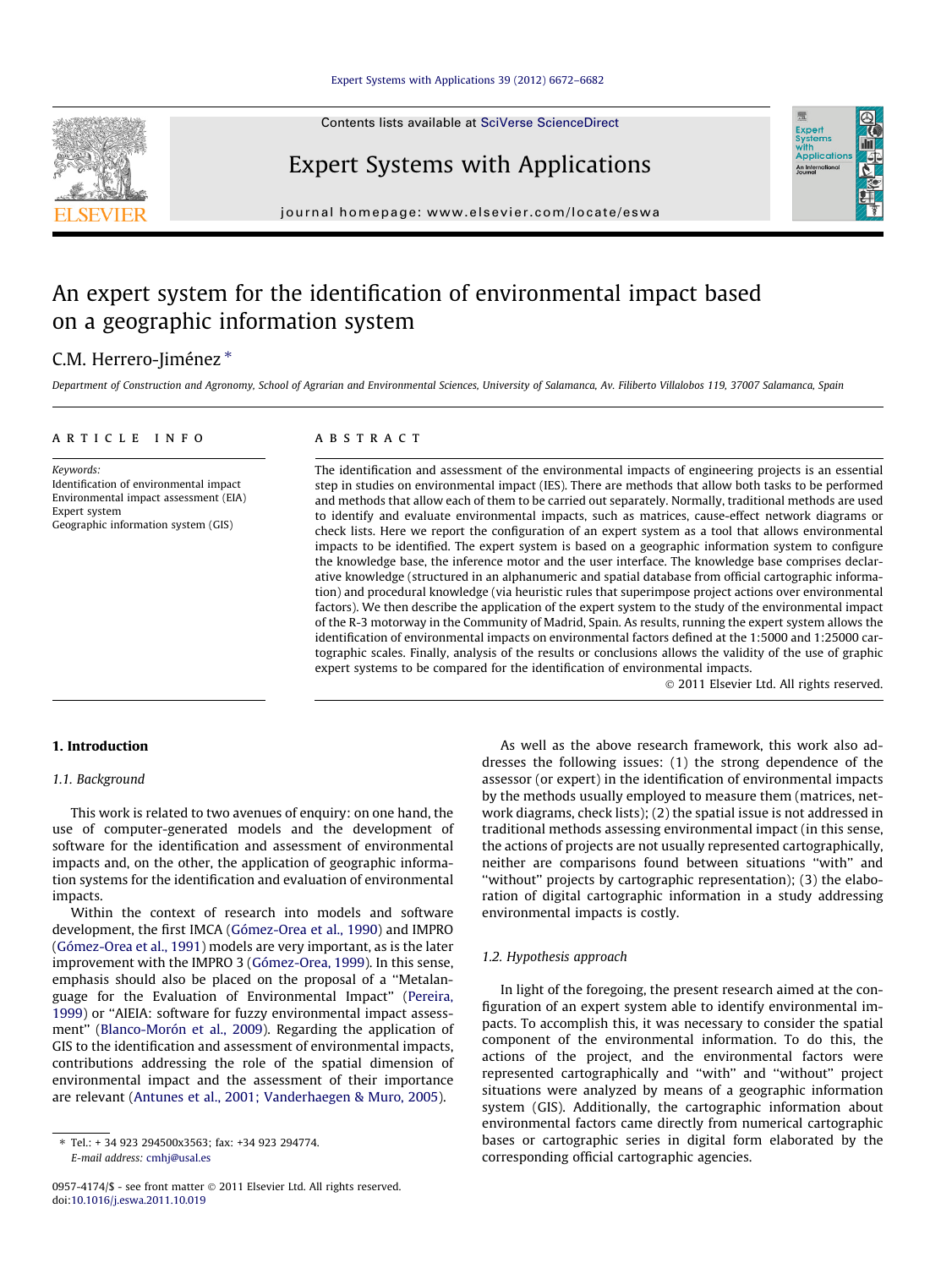# An expert system for the identification of environmental impact based on a geographic information system

C.M. Herrero-Jiménez *

Department of Construction and Agronomy, School of Agrarian and Environmental Sciences, University of Salamanca, Av. Filiberto Villalobos 119, 37007 Salamanca, Spain

**ARTICLE INFO**

*Keywords:*
Identification of environmental impact
Environmental impact assessment (EIA)
Expert system
Geographic information system (GIS)

**ABSTRACT**

The identification and assessment of the environmental impacts of engineering projects is an essential step in studies on environmental impact (IES). There are methods that allow both tasks to be performed and methods that allow each of them to be carried out separately. Normally, traditional methods are used to identify and evaluate environmental impacts, such as matrices, cause-effect network diagrams or check lists. Here we report the configuration of an expert system as a tool that allows environmental impacts to be identified. The expert system is based on a geographic information system to configure the knowledge base, the inference motor and the user interface. The knowledge base comprises declarative knowledge (structured in an alphanumeric and spatial database from official cartographic information) and procedural knowledge (via heuristic rules that superimpose project actions over environmental factors). We then describe the application of the expert system to the study of the environmental impact of the R-3 motorway in the Community of Madrid, Spain. As results, running the expert system allows the identification of environmental impacts on environmental factors defined at the 1:5000 and 1:25000 cartographic scales. Finally, analysis of the results or conclusions allows the validity of the use of graphic expert systems to be compared for the identification of environmental impacts.

© 2011 Elsevier Ltd. All rights reserved.

## 1. Introduction

### 1.1. Background

This work is related to two avenues of enquiry: on one hand, the use of computer-generated models and the development of software for the identification and assessment of environmental impacts and, on the other, the application of geographic information systems for the identification and evaluation of environmental impacts.

Within the context of research into models and software development, the first IMCA (Gómez-Orea et al., 1990) and IMPRO (Gómez-Orea et al., 1991) models are very important, as is the later improvement with the IMPRO 3 (Gómez-Orea, 1999). In this sense, emphasis should also be placed on the proposal of a "Metalanguage for the Evaluation of Environmental Impact" (Pereira, 1999) or "AIEIA: software for fuzzy environmental impact assessment" (Blanco-Morón et al., 2009). Regarding the application of GIS to the identification and assessment of environmental impacts, contributions addressing the role of the spatial dimension of environmental impact and the assessment of their importance are relevant (Antunes et al., 2001; Vanderhaegen & Muro, 2005).

As well as the above research framework, this work also addresses the following issues: (1) the strong dependence of the assessor (or expert) in the identification of environmental impacts by the methods usually employed to measure them (matrices, network diagrams, check lists); (2) the spatial issue is not addressed in traditional methods assessing environmental impact (in this sense, the actions of projects are not usually represented cartographically, neither are comparisons found between situations "with" and "without" projects by cartographic representation); (3) the elaboration of digital cartographic information in a study addressing environmental impacts is costly.

### 1.2. Hypothesis approach

In light of the foregoing, the present research aimed at the configuration of an expert system able to identify environmental impacts. To accomplish this, it was necessary to consider the spatial component of the environmental information. To do this, the actions of the project, and the environmental factors were represented cartographically and "with" and "without" project situations were analyzed by means of a geographic information system (GIS). Additionally, the cartographic information about environmental factors came directly from numerical cartographic bases or cartographic series in digital form elaborated by the corresponding official cartographic agencies.

* Tel.: + 34 923 294500x3563; fax: +34 923 294774.
E-mail address: cmhj@usal.es

0957-4174/$ - see front matter © 2011 Elsevier Ltd. All rights reserved.
doi:10.1016/j.eswa.2011.10.019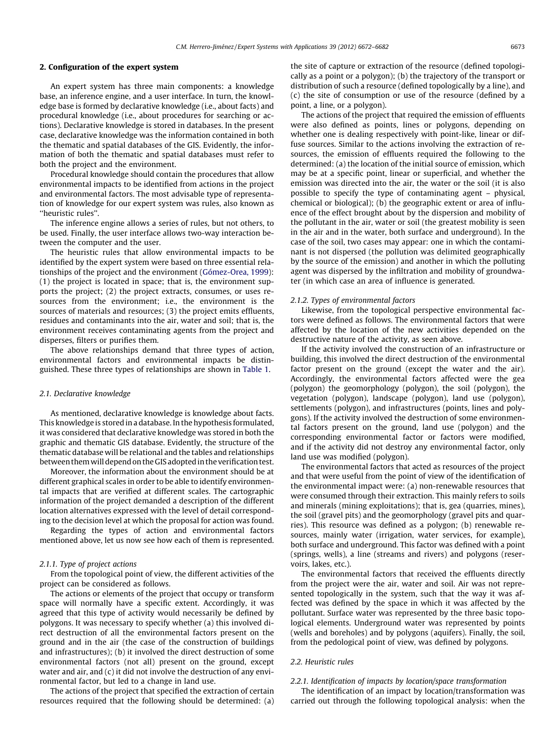## 2. Configuration of the expert system

An expert system has three main components: a knowledge base, an inference engine, and a user interface. In turn, the knowledge base is formed by declarative knowledge (i.e., about facts) and procedural knowledge (i.e., about procedures for searching or actions). Declarative knowledge is stored in databases. In the present case, declarative knowledge was the information contained in both the thematic and spatial databases of the GIS. Evidently, the information of both the thematic and spatial databases must refer to both the project and the environment.

Procedural knowledge should contain the procedures that allow environmental impacts to be identified from actions in the project and environmental factors. The most advisable type of representation of knowledge for our expert system was rules, also known as "heuristic rules".

The inference engine allows a series of rules, but not others, to be used. Finally, the user interface allows two-way interaction between the computer and the user.

The heuristic rules that allow environmental impacts to be identified by the expert system were based on three essential relationships of the project and the environment (Gómez-Orea, 1999): (1) the project is located in space; that is, the environment supports the project; (2) the project extracts, consumes, or uses resources from the environment; i.e., the environment is the sources of materials and resources; (3) the project emits effluents, residues and contaminants into the air, water and soil; that is, the environment receives contaminating agents from the project and disperses, filters or purifies them.

The above relationships demand that three types of action, environmental factors and environmental impacts be distinguished. These three types of relationships are shown in Table 1.

### 2.1. Declarative knowledge

As mentioned, declarative knowledge is knowledge about facts. This knowledge is stored in a database. In the hypothesis formulated, it was considered that declarative knowledge was stored in both the graphic and thematic GIS database. Evidently, the structure of the thematic database will be relational and the tables and relationships between them will depend on the GIS adopted in the verification test.

Moreover, the information about the environment should be at different graphical scales in order to be able to identify environmental impacts that are verified at different scales. The cartographic information of the project demanded a description of the different location alternatives expressed with the level of detail corresponding to the decision level at which the proposal for action was found.

Regarding the types of action and environmental factors mentioned above, let us now see how each of them is represented.

#### 2.1.1. Type of project actions

From the topological point of view, the different activities of the project can be considered as follows.

The actions or elements of the project that occupy or transform space will normally have a specific extent. Accordingly, it was agreed that this type of activity would necessarily be defined by polygons. It was necessary to specify whether (a) this involved direct destruction of all the environmental factors present on the ground and in the air (the case of the construction of buildings and infrastructures); (b) it involved the direct destruction of some environmental factors (not all) present on the ground, except water and air, and (c) it did not involve the destruction of any environmental factor, but led to a change in land use.

The actions of the project that specified the extraction of certain resources required that the following should be determined: (a) the site of capture or extraction of the resource (defined topologically as a point or a polygon); (b) the trajectory of the transport or distribution of such a resource (defined topologically by a line), and (c) the site of consumption or use of the resource (defined by a point, a line, or a polygon).

The actions of the project that required the emission of effluents were also defined as points, lines or polygons, depending on whether one is dealing respectively with point-like, linear or diffuse sources. Similar to the actions involving the extraction of resources, the emission of effluents required the following to the determined: (a) the location of the initial source of emission, which may be at a specific point, linear or superficial, and whether the emission was directed into the air, the water or the soil (it is also possible to specify the type of contaminating agent – physical, chemical or biological); (b) the geographic extent or area of influence of the effect brought about by the dispersion and mobility of the pollutant in the air, water or soil (the greatest mobility is seen in the air and in the water, both surface and underground). In the case of the soil, two cases may appear: one in which the contaminant is not dispersed (the pollution was delimited geographically by the source of the emission) and another in which the polluting agent was dispersed by the infiltration and mobility of groundwater (in which case an area of influence is generated.

#### 2.1.2. Types of environmental factors

Likewise, from the topological perspective environmental factors were defined as follows. The environmental factors that were affected by the location of the new activities depended on the destructive nature of the activity, as seen above.

If the activity involved the construction of an infrastructure or building, this involved the direct destruction of the environmental factor present on the ground (except the water and the air). Accordingly, the environmental factors affected were the gea (polygon) the geomorphology (polygon), the soil (polygon), the vegetation (polygon), landscape (polygon), land use (polygon), settlements (polygon), and infrastructures (points, lines and polygons). If the activity involved the destruction of some environmental factors present on the ground, land use (polygon) and the corresponding environmental factor or factors were modified, and if the activity did not destroy any environmental factor, only land use was modified (polygon).

The environmental factors that acted as resources of the project and that were useful from the point of view of the identification of the environmental impact were: (a) non-renewable resources that were consumed through their extraction. This mainly refers to soils and minerals (mining exploitations); that is, gea (quarries, mines), the soil (gravel pits) and the geomorphology (gravel pits and quarries). This resource was defined as a polygon; (b) renewable resources, mainly water (irrigation, water services, for example), both surface and underground. This factor was defined with a point (springs, wells), a line (streams and rivers) and polygons (reservoirs, lakes, etc.).

The environmental factors that received the effluents directly from the project were the air, water and soil. Air was not represented topologically in the system, such that the way it was affected was defined by the space in which it was affected by the pollutant. Surface water was represented by the three basic topological elements. Underground water was represented by points (wells and boreholes) and by polygons (aquifers). Finally, the soil, from the pedological point of view, was defined by polygons.

### 2.2. Heuristic rules

#### 2.2.1. Identification of impacts by location/space transformation

The identification of an impact by location/transformation was carried out through the following topological analysis: when the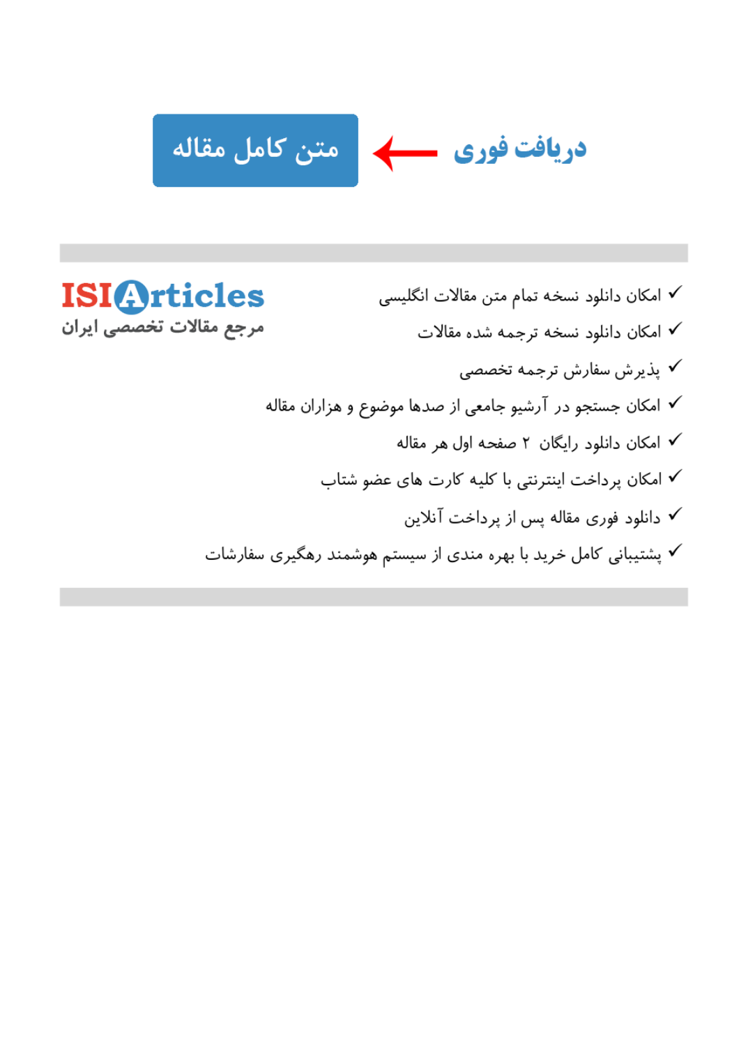دریافت فوری ← متن کامل مقاله

**ISIArticles**
مرجع مقالات تخصصی ایران

- ✓ امکان دانلود نسخه تمام متن مقالات انگلیسی
- ✓ امکان دانلود نسخه ترجمه شده مقالات
- ✓ پذیرش سفارش ترجمه تخصصی
- ✓ امکان جستجو در آرشیو جامعی از صدها موضوع و هزاران مقاله
- ✓ امکان دانلود رایگان ۲ صفحه اول هر مقاله
- ✓ امکان پرداخت اینترنتی با کلیه کارت های عضو شتاب
- ✓ دانلود فوری مقاله پس از پرداخت آنلاین
- ✓ پشتیبانی کامل خرید با بهره مندی از سیستم هوشمند رهگیری سفارشات